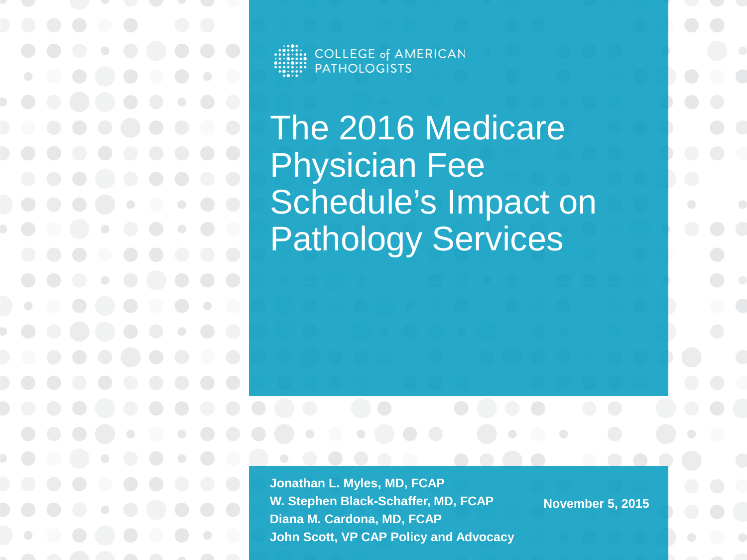COLLEGE of AMERICAN PATHOLOGISTS

# The 2016 Medicare Physician Fee Schedule's Impact on Pathology Services

**Jonathan L. Myles, MD, FCAP**
**W. Stephen Black-Schaffer, MD, FCAP**
**Diana M. Cardona, MD, FCAP**
**John Scott, VP CAP Policy and Advocacy**

**November 5, 2015**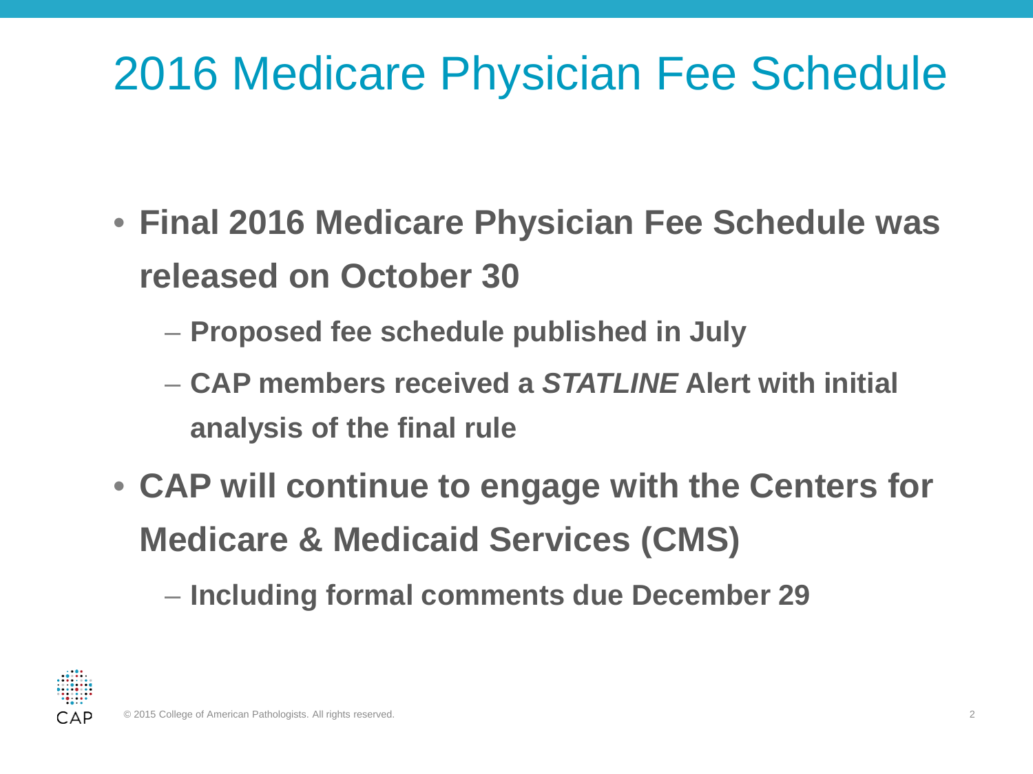# 2016 Medicare Physician Fee Schedule

- **Final 2016 Medicare Physician Fee Schedule was released on October 30**
  - **Proposed fee schedule published in July**
  - **CAP members received a *STATLINE* Alert with initial analysis of the final rule**
- **CAP will continue to engage with the Centers for Medicare & Medicaid Services (CMS)**
  - **Including formal comments due December 29**

© 2015 College of American Pathologists. All rights reserved.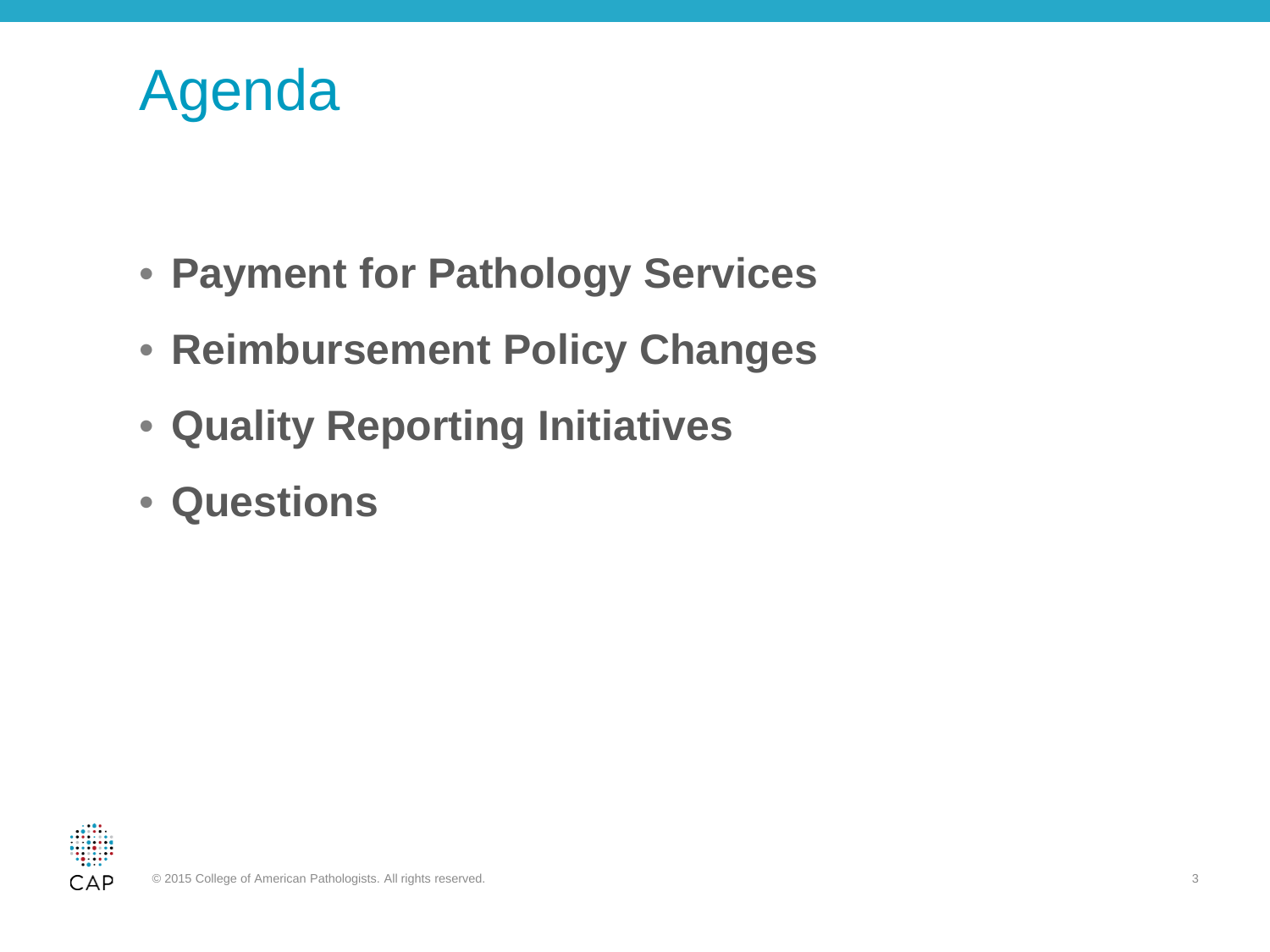# Agenda

- **Payment for Pathology Services**
- **Reimbursement Policy Changes**
- **Quality Reporting Initiatives**
- **Questions**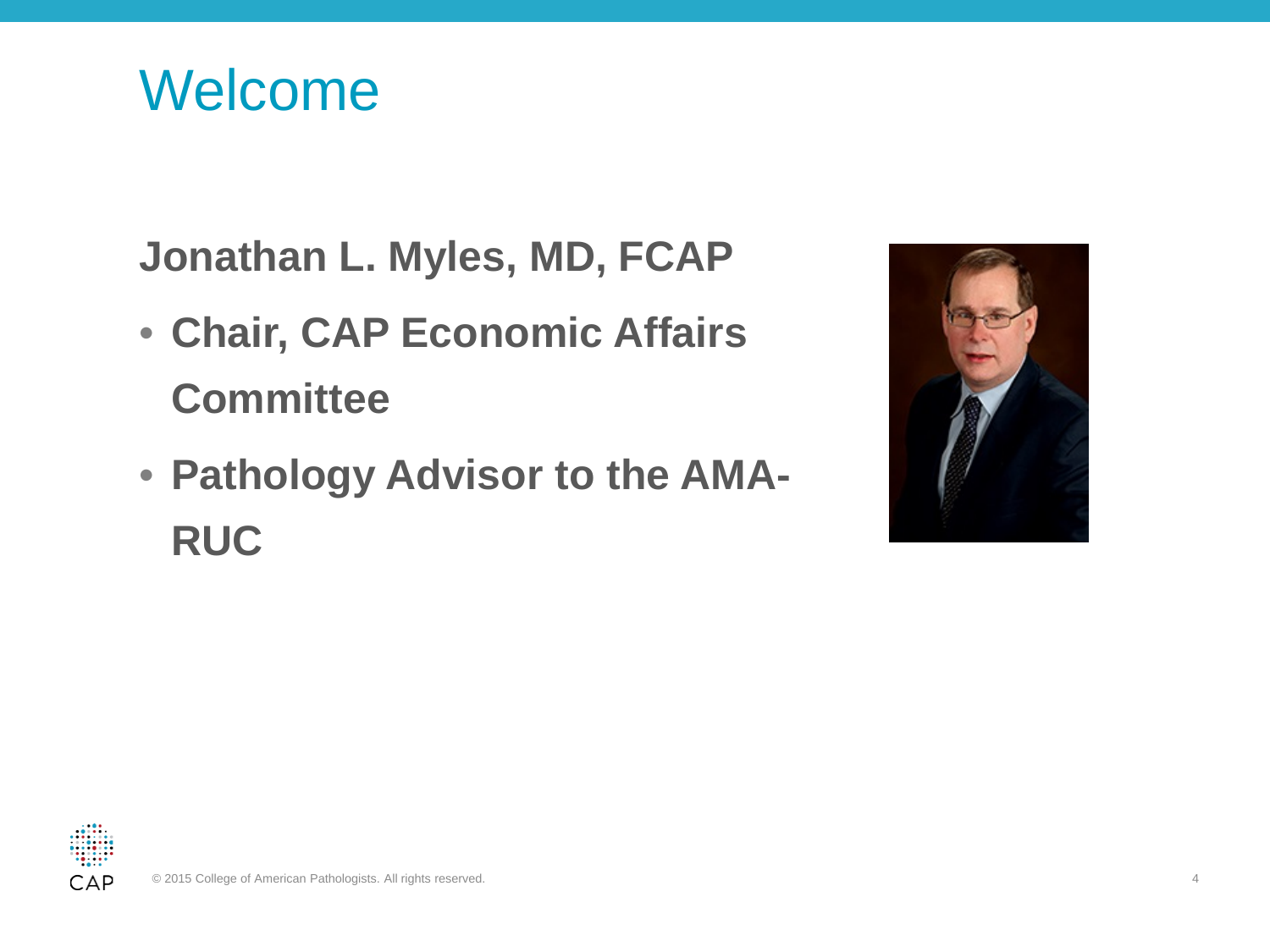# Welcome

**Jonathan L. Myles, MD, FCAP**

- **Chair, CAP Economic Affairs Committee**
- **Pathology Advisor to the AMA-RUC**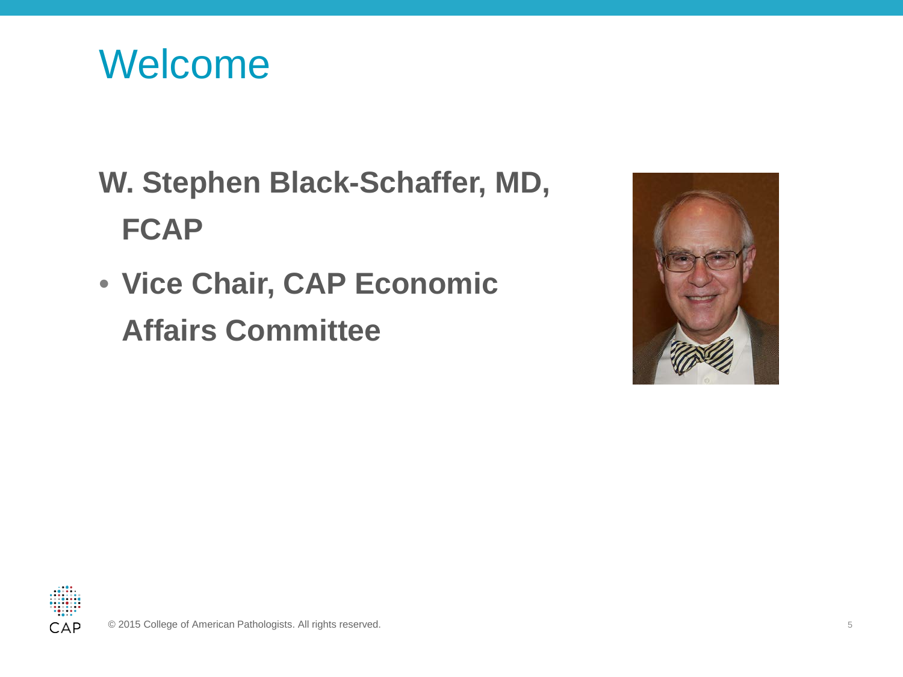# Welcome

**W. Stephen Black-Schaffer, MD, FCAP**

- **Vice Chair, CAP Economic Affairs Committee**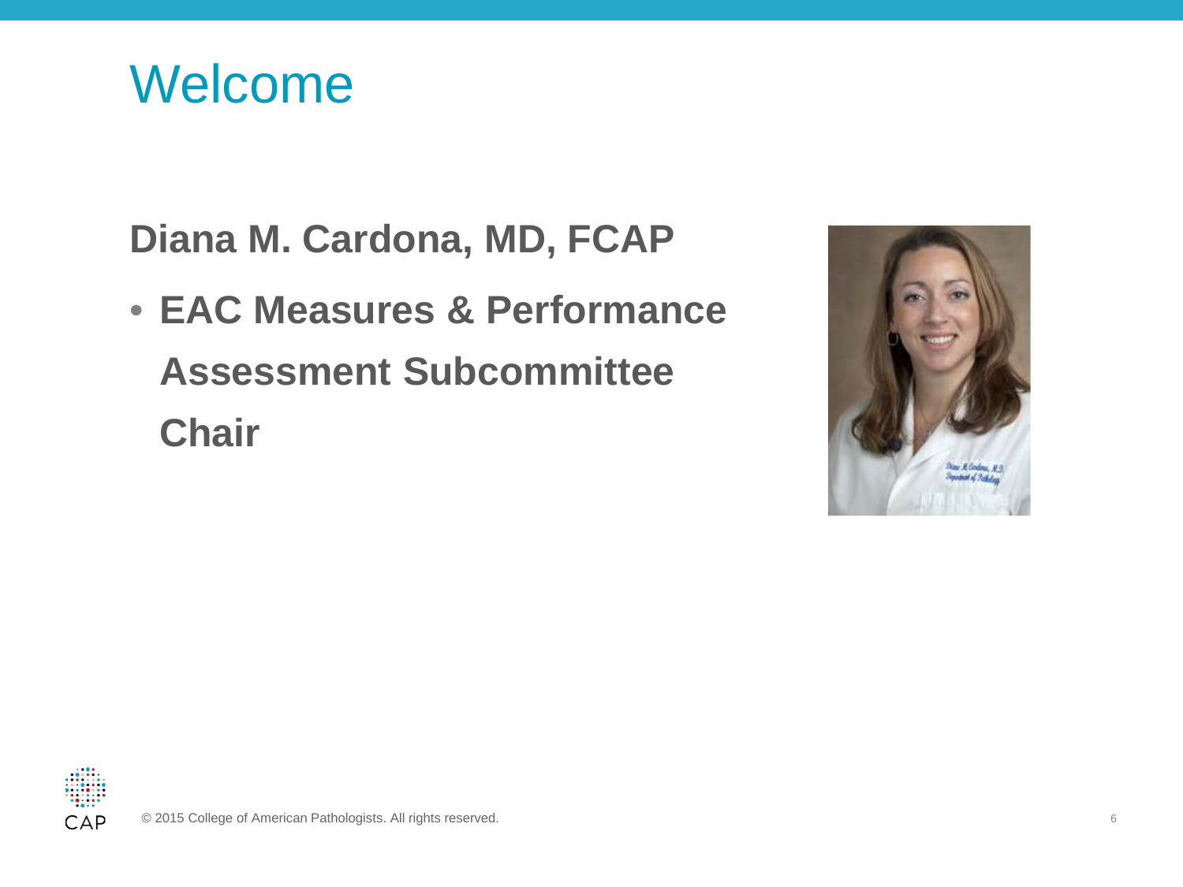# Welcome

**Diana M. Cardona, MD, FCAP**

- **EAC Measures & Performance Assessment Subcommittee Chair**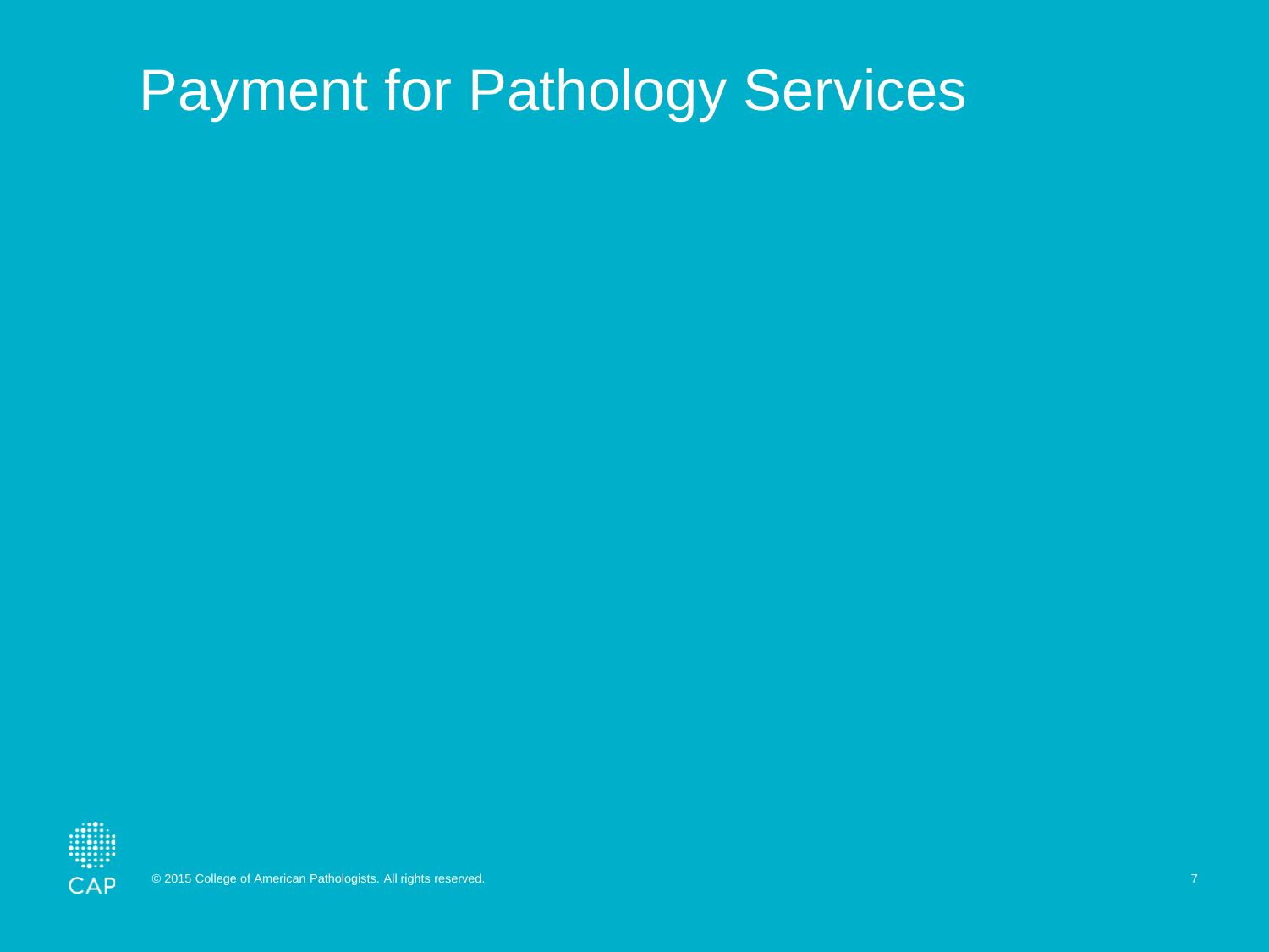# Payment for Pathology Services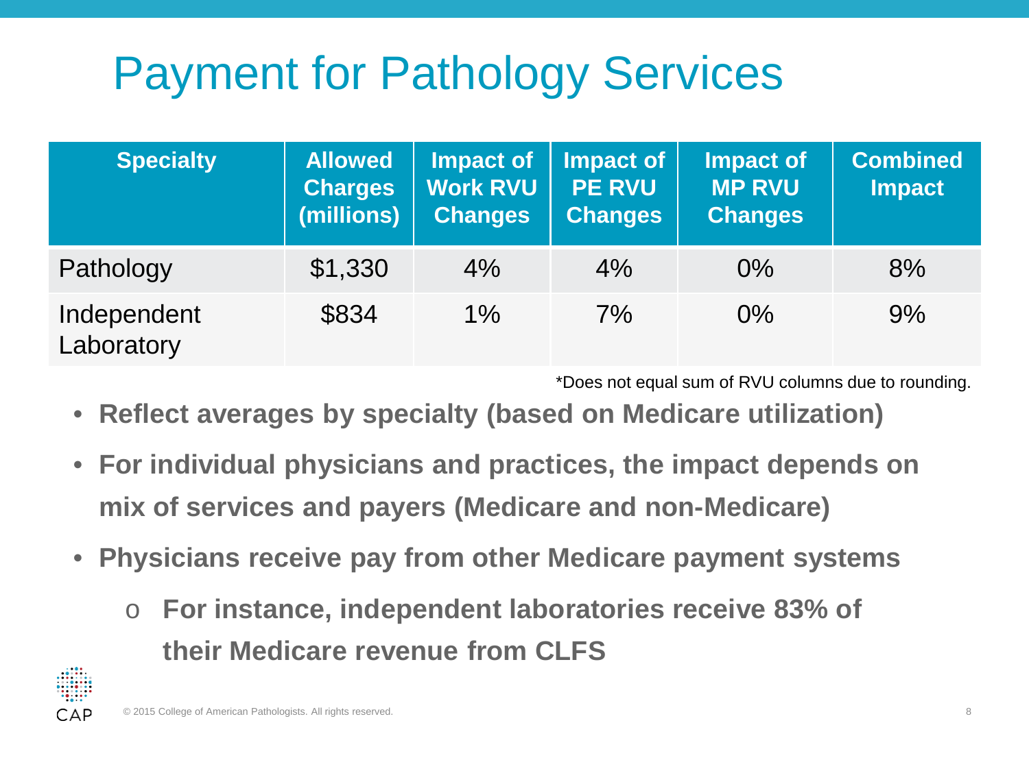# Payment for Pathology Services

| Specialty | Allowed Charges (millions) | Impact of Work RVU Changes | Impact of PE RVU Changes | Impact of MP RVU Changes | Combined Impact |
|---|---|---|---|---|---|
| Pathology | $1,330 | 4% | 4% | 0% | 8% |
| Independent Laboratory | $834 | 1% | 7% | 0% | 9% |

*Does not equal sum of RVU columns due to rounding.

- **Reflect averages by specialty (based on Medicare utilization)**
- **For individual physicians and practices, the impact depends on mix of services and payers (Medicare and non-Medicare)**
- **Physicians receive pay from other Medicare payment systems**
  - **For instance, independent laboratories receive 83% of their Medicare revenue from CLFS**

© 2015 College of American Pathologists. All rights reserved.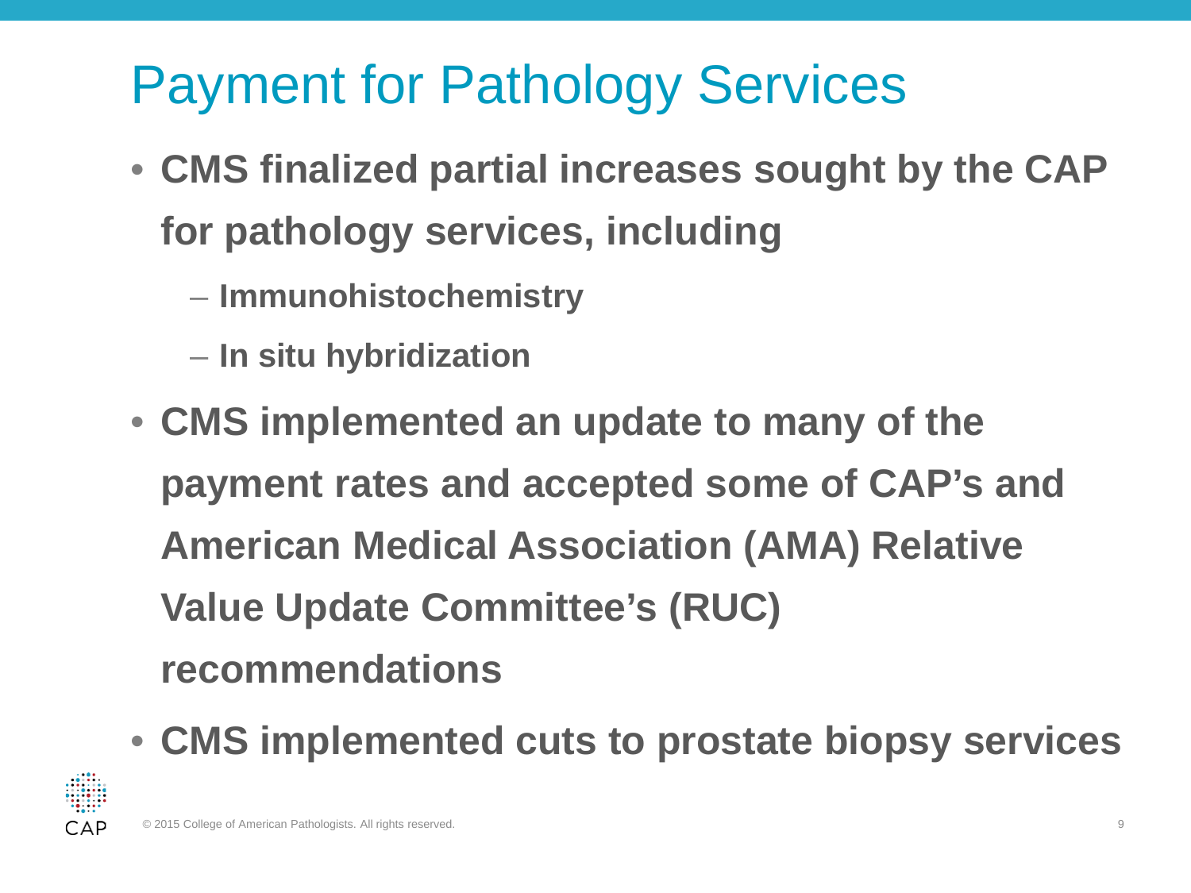# Payment for Pathology Services

- **CMS finalized partial increases sought by the CAP for pathology services, including**
  - **Immunohistochemistry**
  - **In situ hybridization**
- **CMS implemented an update to many of the payment rates and accepted some of CAP's and American Medical Association (AMA) Relative Value Update Committee's (RUC) recommendations**
- **CMS implemented cuts to prostate biopsy services**

© 2015 College of American Pathologists. All rights reserved.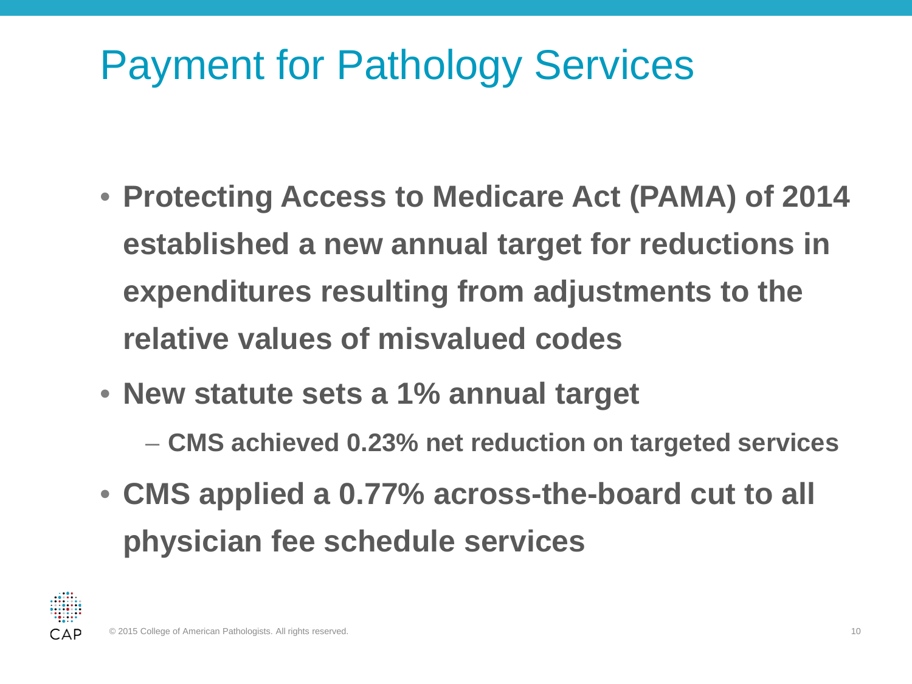# Payment for Pathology Services

- **Protecting Access to Medicare Act (PAMA) of 2014 established a new annual target for reductions in expenditures resulting from adjustments to the relative values of misvalued codes**
- **New statute sets a 1% annual target**
  - **CMS achieved 0.23% net reduction on targeted services**
- **CMS applied a 0.77% across-the-board cut to all physician fee schedule services**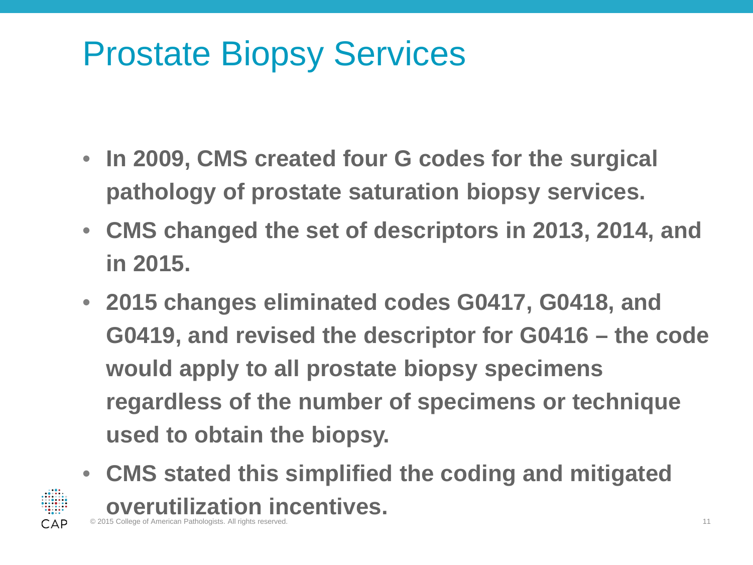# Prostate Biopsy Services

- **In 2009, CMS created four G codes for the surgical pathology of prostate saturation biopsy services.**
- **CMS changed the set of descriptors in 2013, 2014, and in 2015.**
- **2015 changes eliminated codes G0417, G0418, and G0419, and revised the descriptor for G0416 – the code would apply to all prostate biopsy specimens regardless of the number of specimens or technique used to obtain the biopsy.**
- **CMS stated this simplified the coding and mitigated overutilization incentives.**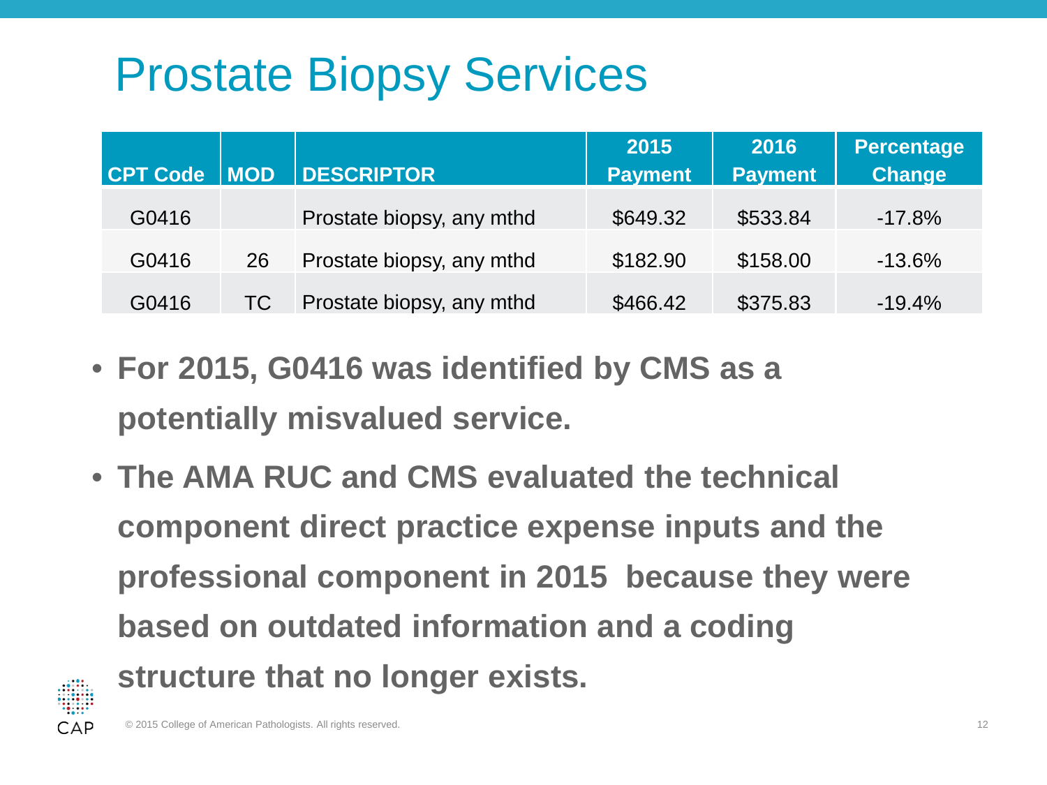# Prostate Biopsy Services

| CPT Code | MOD | DESCRIPTOR | 2015 Payment | 2016 Payment | Percentage Change |
|---|---|---|---|---|---|
| G0416 | | Prostate biopsy, any mthd | $649.32 | $533.84 | -17.8% |
| G0416 | 26 | Prostate biopsy, any mthd | $182.90 | $158.00 | -13.6% |
| G0416 | TC | Prostate biopsy, any mthd | $466.42 | $375.83 | -19.4% |

- **For 2015, G0416 was identified by CMS as a potentially misvalued service.**
- **The AMA RUC and CMS evaluated the technical component direct practice expense inputs and the professional component in 2015 because they were based on outdated information and a coding structure that no longer exists.**

© 2015 College of American Pathologists. All rights reserved.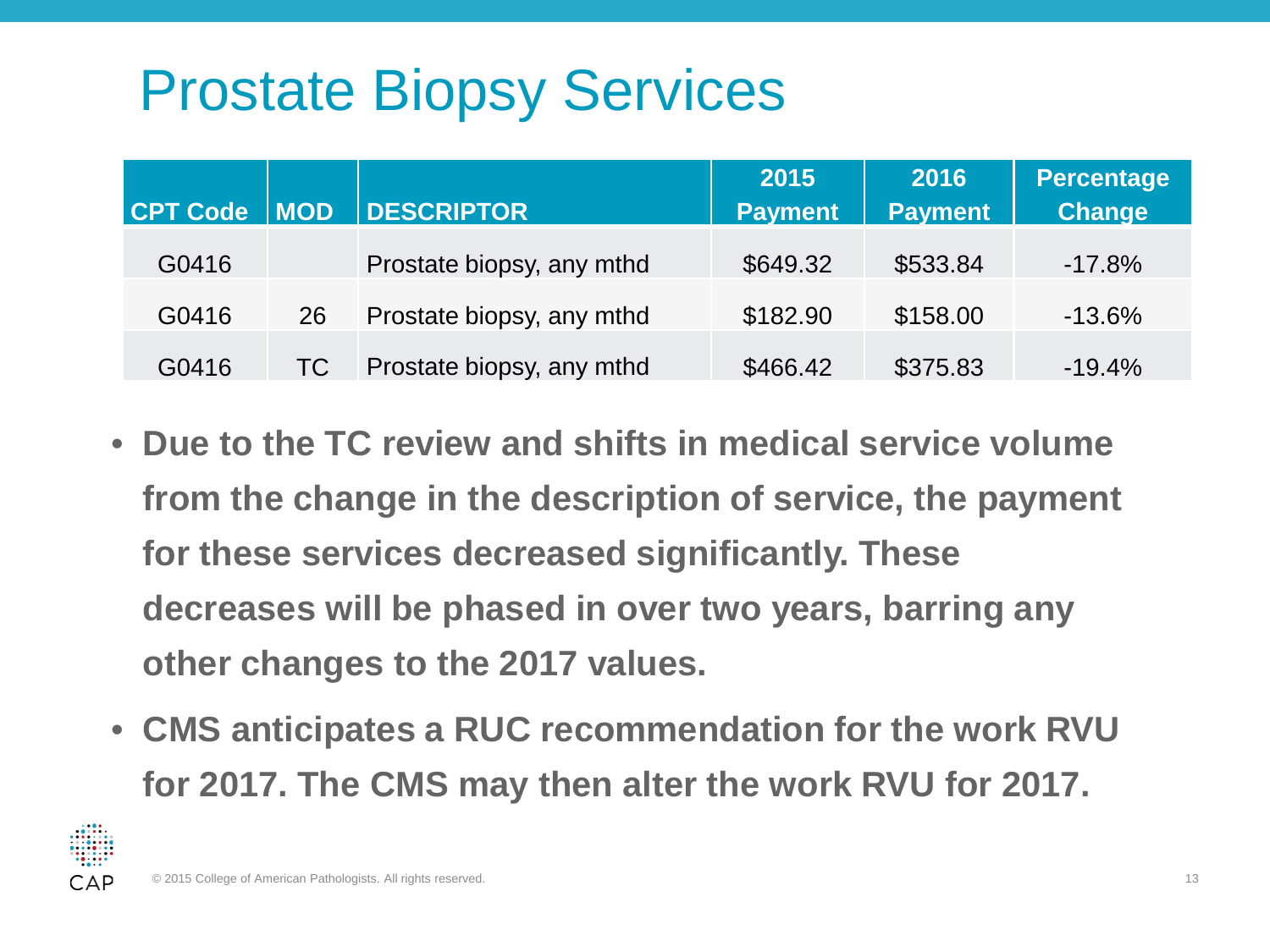# Prostate Biopsy Services

| CPT Code | MOD | DESCRIPTOR | 2015 Payment | 2016 Payment | Percentage Change |
|---|---|---|---|---|---|
| G0416 | | Prostate biopsy, any mthd | $649.32 | $533.84 | -17.8% |
| G0416 | 26 | Prostate biopsy, any mthd | $182.90 | $158.00 | -13.6% |
| G0416 | TC | Prostate biopsy, any mthd | $466.42 | $375.83 | -19.4% |

- **Due to the TC review and shifts in medical service volume from the change in the description of service, the payment for these services decreased significantly. These decreases will be phased in over two years, barring any other changes to the 2017 values.**
- **CMS anticipates a RUC recommendation for the work RVU for 2017. The CMS may then alter the work RVU for 2017.**

© 2015 College of American Pathologists. All rights reserved.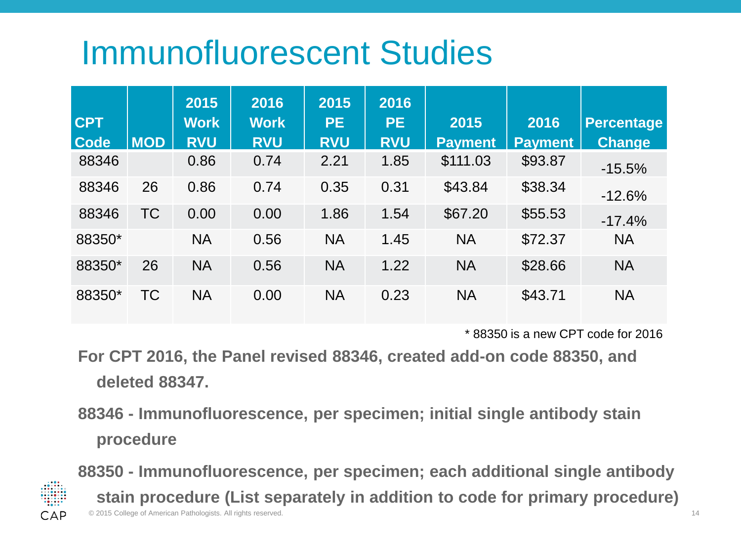# Immunofluorescent Studies

| CPT Code | MOD | 2015 Work RVU | 2016 Work RVU | 2015 PE RVU | 2016 PE RVU | 2015 Payment | 2016 Payment | Percentage Change |
|---|---|---|---|---|---|---|---|---|
| 88346 | | 0.86 | 0.74 | 2.21 | 1.85 | $111.03 | $93.87 | -15.5% |
| 88346 | 26 | 0.86 | 0.74 | 0.35 | 0.31 | $43.84 | $38.34 | -12.6% |
| 88346 | TC | 0.00 | 0.00 | 1.86 | 1.54 | $67.20 | $55.53 | -17.4% |
| 88350* | | NA | 0.56 | NA | 1.45 | NA | $72.37 | NA |
| 88350* | 26 | NA | 0.56 | NA | 1.22 | NA | $28.66 | NA |
| 88350* | TC | NA | 0.00 | NA | 0.23 | NA | $43.71 | NA |

\* 88350 is a new CPT code for 2016

**For CPT 2016, the Panel revised 88346, created add-on code 88350, and deleted 88347.**

**88346 - Immunofluorescence, per specimen; initial single antibody stain procedure**

**88350 - Immunofluorescence, per specimen; each additional single antibody stain procedure (List separately in addition to code for primary procedure)**

© 2015 College of American Pathologists. All rights reserved.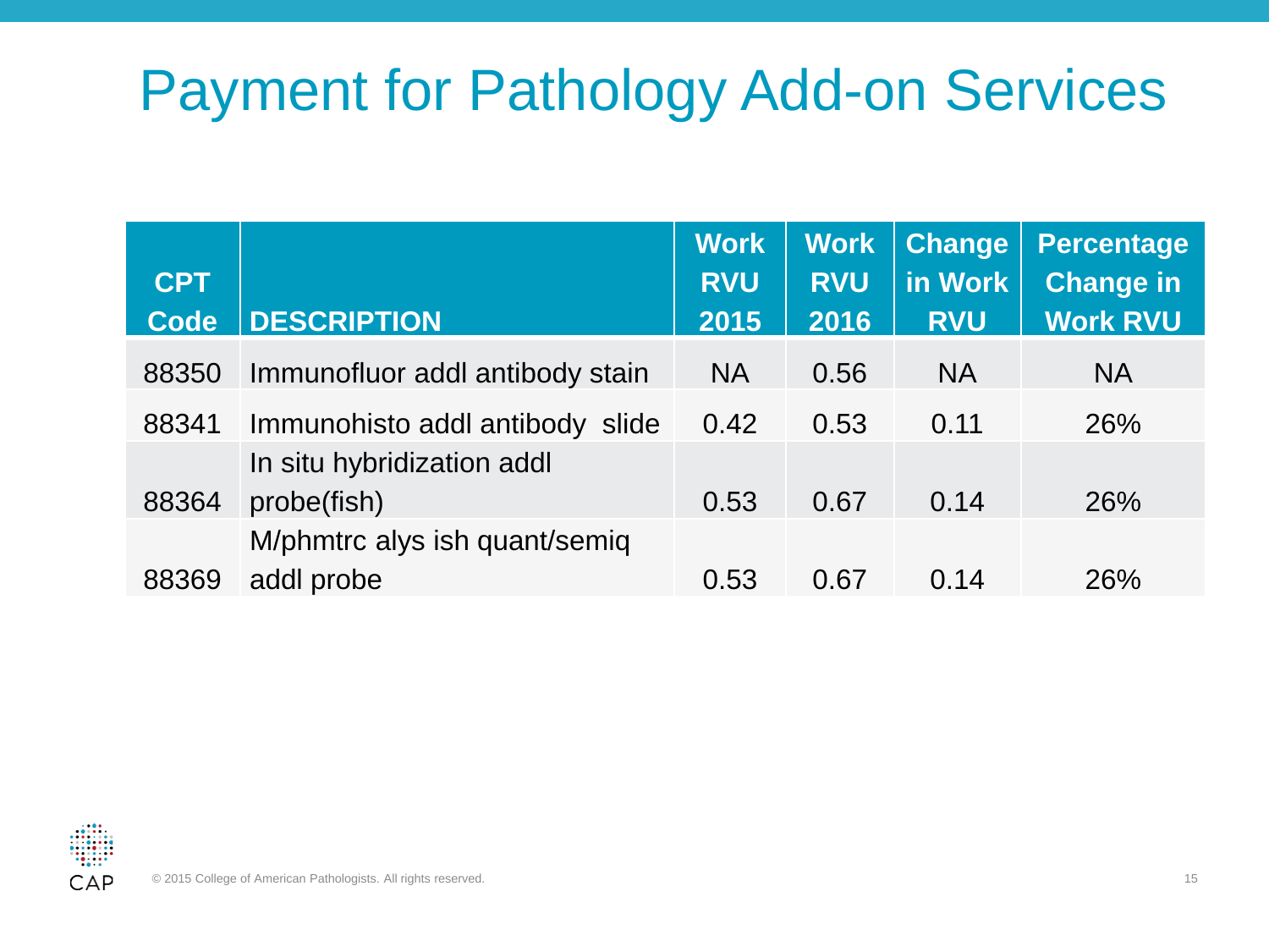# Payment for Pathology Add-on Services

| CPT Code | DESCRIPTION | Work RVU 2015 | Work RVU 2016 | Change in Work RVU | Percentage Change in Work RVU |
|---|---|---|---|---|---|
| 88350 | Immunofluor addl antibody stain | NA | 0.56 | NA | NA |
| 88341 | Immunohisto addl antibody slide | 0.42 | 0.53 | 0.11 | 26% |
| 88364 | In situ hybridization addl probe(fish) | 0.53 | 0.67 | 0.14 | 26% |
| 88369 | M/phmtrc alys ish quant/semiq addl probe | 0.53 | 0.67 | 0.14 | 26% |

© 2015 College of American Pathologists. All rights reserved.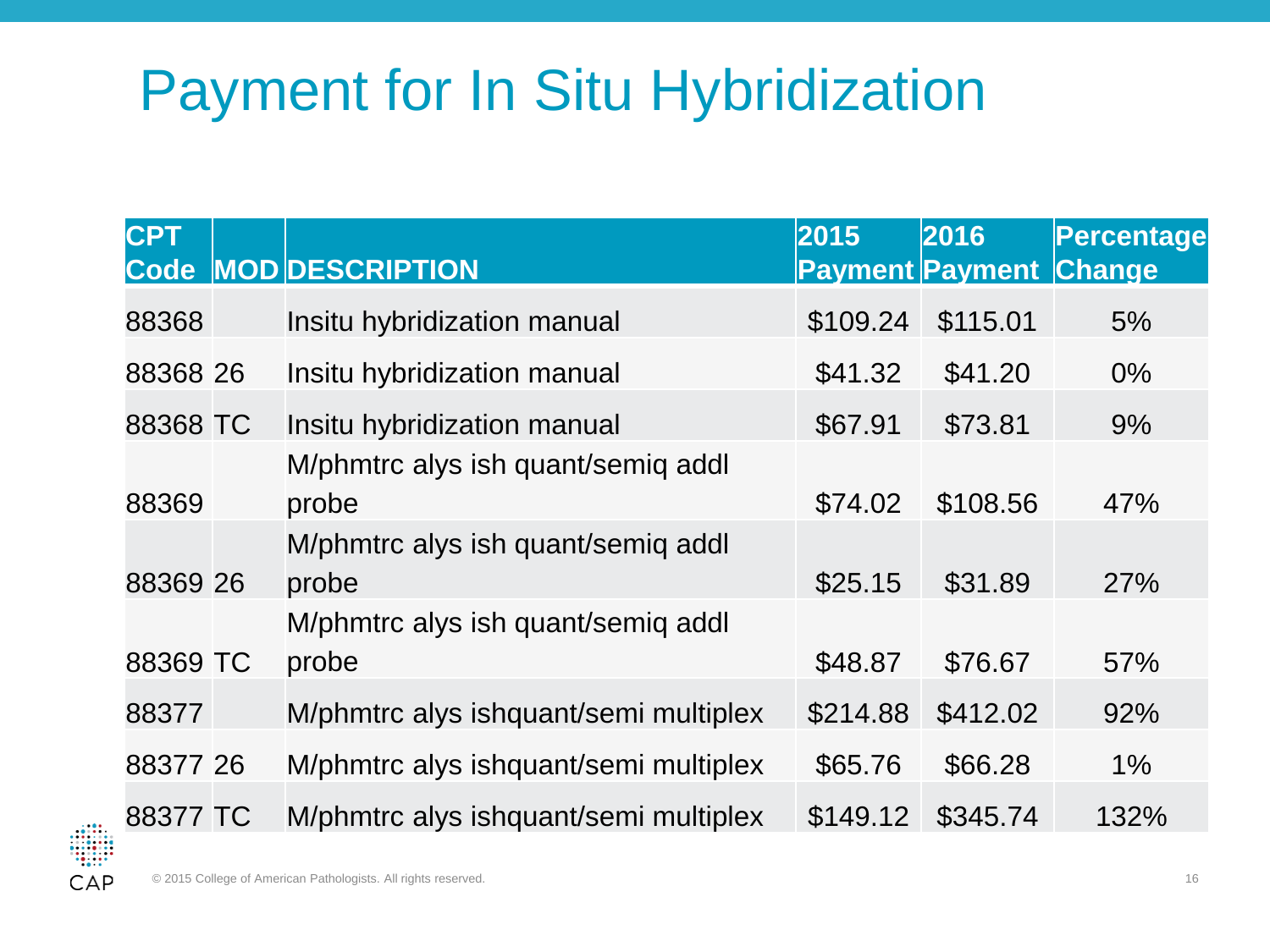# Payment for In Situ Hybridization

| CPT Code | MOD | DESCRIPTION | 2015 Payment | 2016 Payment | Percentage Change |
|---|---|---|---|---|---|
| 88368 | | Insitu hybridization manual | $109.24 | $115.01 | 5% |
| 88368 | 26 | Insitu hybridization manual | $41.32 | $41.20 | 0% |
| 88368 | TC | Insitu hybridization manual | $67.91 | $73.81 | 9% |
| 88369 | | M/phmtrc alys ish quant/semiq addl probe | $74.02 | $108.56 | 47% |
| 88369 | 26 | M/phmtrc alys ish quant/semiq addl probe | $25.15 | $31.89 | 27% |
| 88369 | TC | M/phmtrc alys ish quant/semiq addl probe | $48.87 | $76.67 | 57% |
| 88377 | | M/phmtrc alys ishquant/semi multiplex | $214.88 | $412.02 | 92% |
| 88377 | 26 | M/phmtrc alys ishquant/semi multiplex | $65.76 | $66.28 | 1% |
| 88377 | TC | M/phmtrc alys ishquant/semi multiplex | $149.12 | $345.74 | 132% |

© 2015 College of American Pathologists. All rights reserved.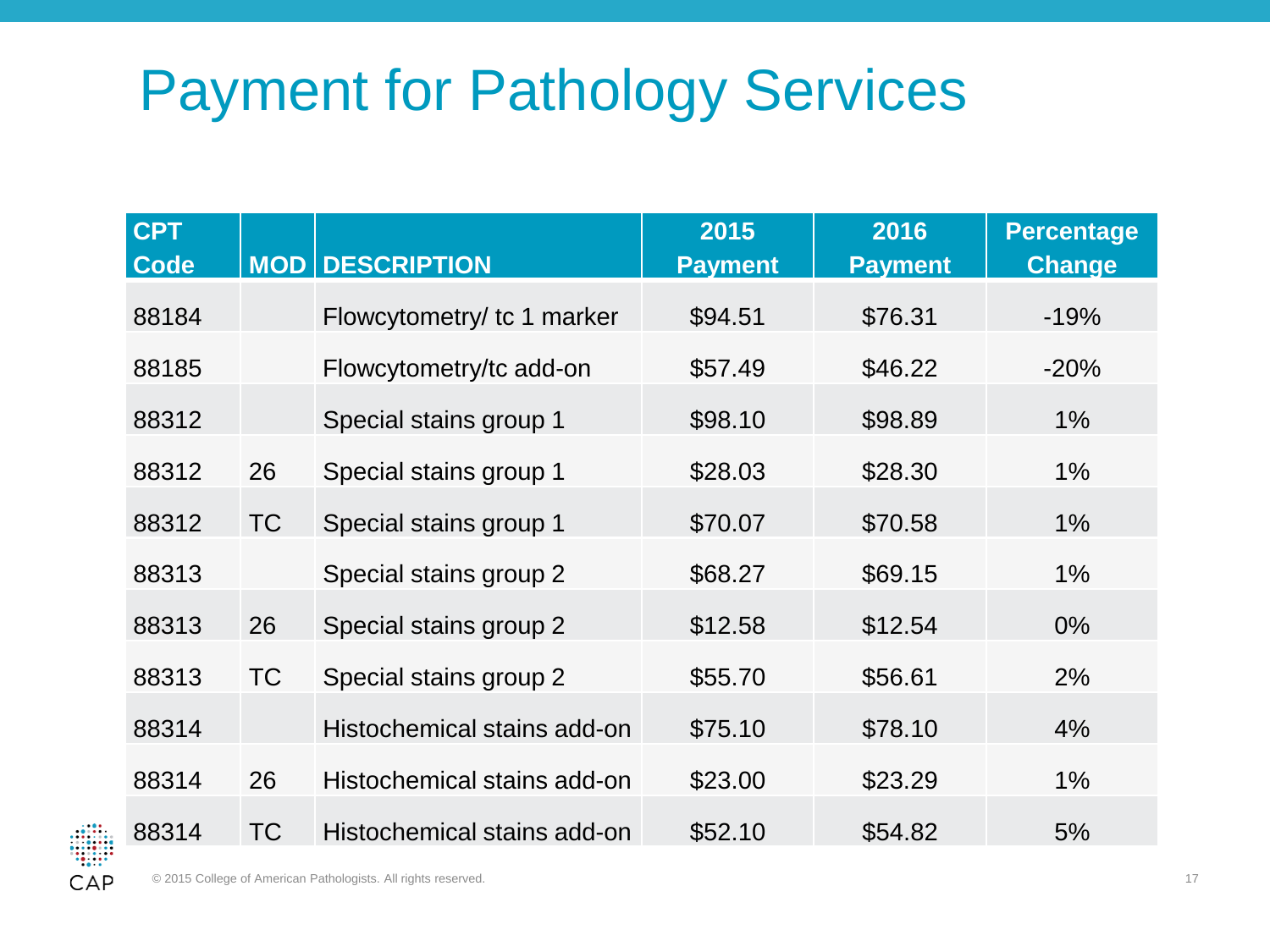# Payment for Pathology Services

| CPT Code | MOD | DESCRIPTION | 2015 Payment | 2016 Payment | Percentage Change |
|---|---|---|---|---|---|
| 88184 | | Flowcytometry/ tc 1 marker | $94.51 | $76.31 | -19% |
| 88185 | | Flowcytometry/tc add-on | $57.49 | $46.22 | -20% |
| 88312 | | Special stains group 1 | $98.10 | $98.89 | 1% |
| 88312 | 26 | Special stains group 1 | $28.03 | $28.30 | 1% |
| 88312 | TC | Special stains group 1 | $70.07 | $70.58 | 1% |
| 88313 | | Special stains group 2 | $68.27 | $69.15 | 1% |
| 88313 | 26 | Special stains group 2 | $12.58 | $12.54 | 0% |
| 88313 | TC | Special stains group 2 | $55.70 | $56.61 | 2% |
| 88314 | | Histochemical stains add-on | $75.10 | $78.10 | 4% |
| 88314 | 26 | Histochemical stains add-on | $23.00 | $23.29 | 1% |
| 88314 | TC | Histochemical stains add-on | $52.10 | $54.82 | 5% |

© 2015 College of American Pathologists. All rights reserved.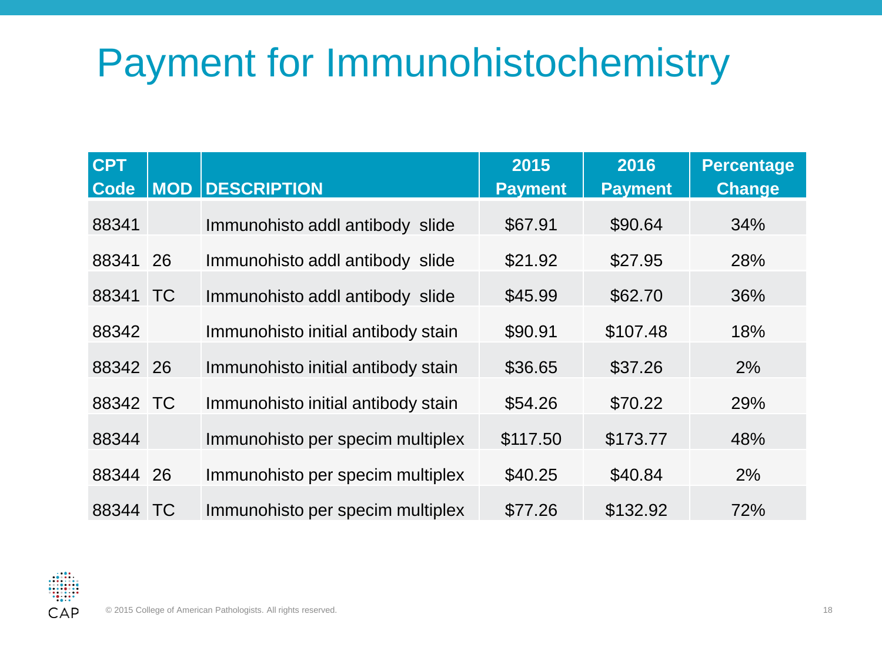# Payment for Immunohistochemistry

| CPT Code | MOD | DESCRIPTION | 2015 Payment | 2016 Payment | Percentage Change |
|---|---|---|---|---|---|
| 88341 | | Immunohisto addl antibody slide | $67.91 | $90.64 | 34% |
| 88341 | 26 | Immunohisto addl antibody slide | $21.92 | $27.95 | 28% |
| 88341 | TC | Immunohisto addl antibody slide | $45.99 | $62.70 | 36% |
| 88342 | | Immunohisto initial antibody stain | $90.91 | $107.48 | 18% |
| 88342 | 26 | Immunohisto initial antibody stain | $36.65 | $37.26 | 2% |
| 88342 | TC | Immunohisto initial antibody stain | $54.26 | $70.22 | 29% |
| 88344 | | Immunohisto per specim multiplex | $117.50 | $173.77 | 48% |
| 88344 | 26 | Immunohisto per specim multiplex | $40.25 | $40.84 | 2% |
| 88344 | TC | Immunohisto per specim multiplex | $77.26 | $132.92 | 72% |

© 2015 College of American Pathologists. All rights reserved.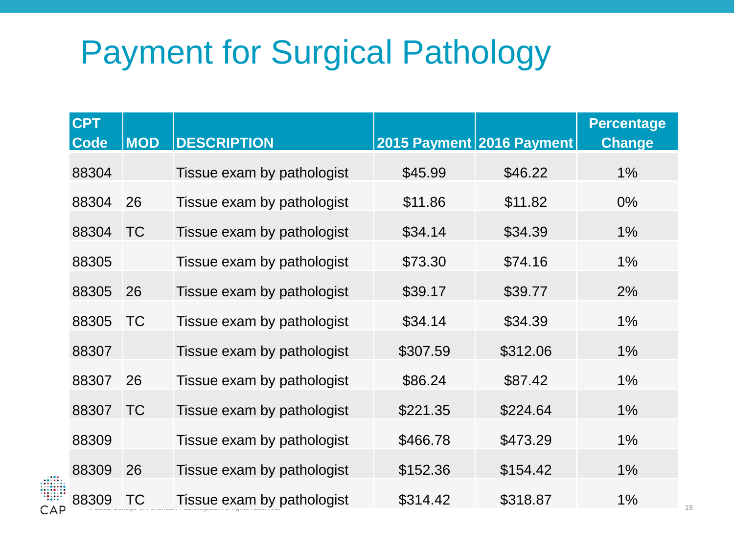# Payment for Surgical Pathology

| CPT Code | MOD | DESCRIPTION | 2015 Payment | 2016 Payment | Percentage Change |
|---|---|---|---|---|---|
| 88304 | | Tissue exam by pathologist | $45.99 | $46.22 | 1% |
| 88304 | 26 | Tissue exam by pathologist | $11.86 | $11.82 | 0% |
| 88304 | TC | Tissue exam by pathologist | $34.14 | $34.39 | 1% |
| 88305 | | Tissue exam by pathologist | $73.30 | $74.16 | 1% |
| 88305 | 26 | Tissue exam by pathologist | $39.17 | $39.77 | 2% |
| 88305 | TC | Tissue exam by pathologist | $34.14 | $34.39 | 1% |
| 88307 | | Tissue exam by pathologist | $307.59 | $312.06 | 1% |
| 88307 | 26 | Tissue exam by pathologist | $86.24 | $87.42 | 1% |
| 88307 | TC | Tissue exam by pathologist | $221.35 | $224.64 | 1% |
| 88309 | | Tissue exam by pathologist | $466.78 | $473.29 | 1% |
| 88309 | 26 | Tissue exam by pathologist | $152.36 | $154.42 | 1% |
| 88309 | TC | Tissue exam by pathologist | $314.42 | $318.87 | 1% |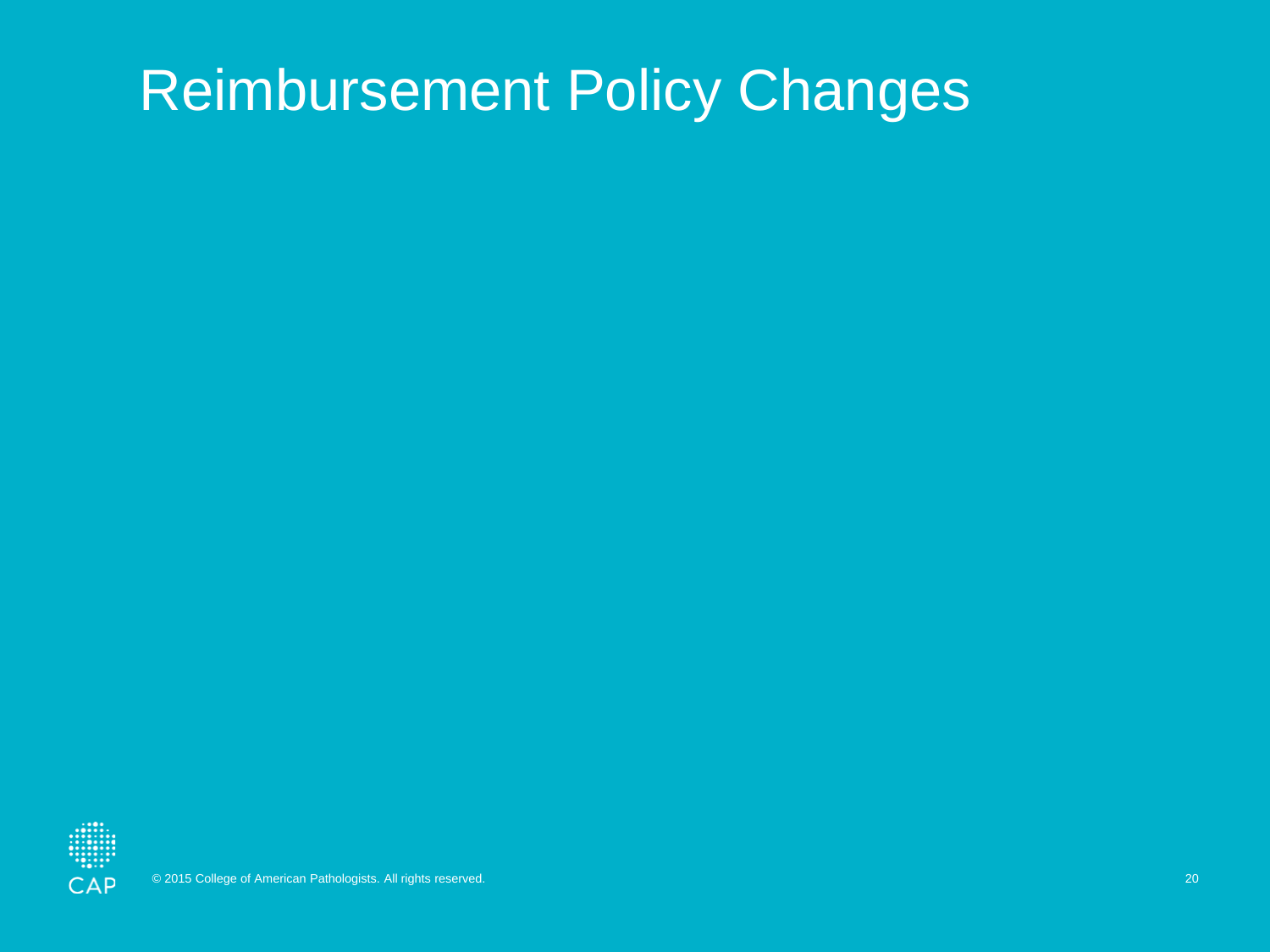# Reimbursement Policy Changes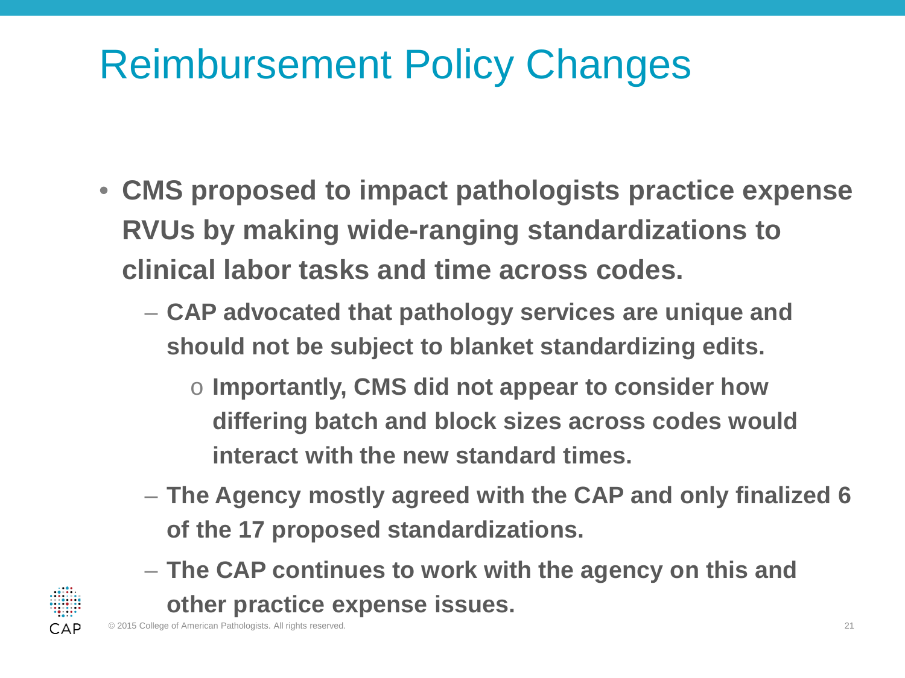# Reimbursement Policy Changes

- **CMS proposed to impact pathologists practice expense RVUs by making wide-ranging standardizations to clinical labor tasks and time across codes.**
  - **CAP advocated that pathology services are unique and should not be subject to blanket standardizing edits.**
    - **Importantly, CMS did not appear to consider how differing batch and block sizes across codes would interact with the new standard times.**
  - **The Agency mostly agreed with the CAP and only finalized 6 of the 17 proposed standardizations.**
  - **The CAP continues to work with the agency on this and other practice expense issues.**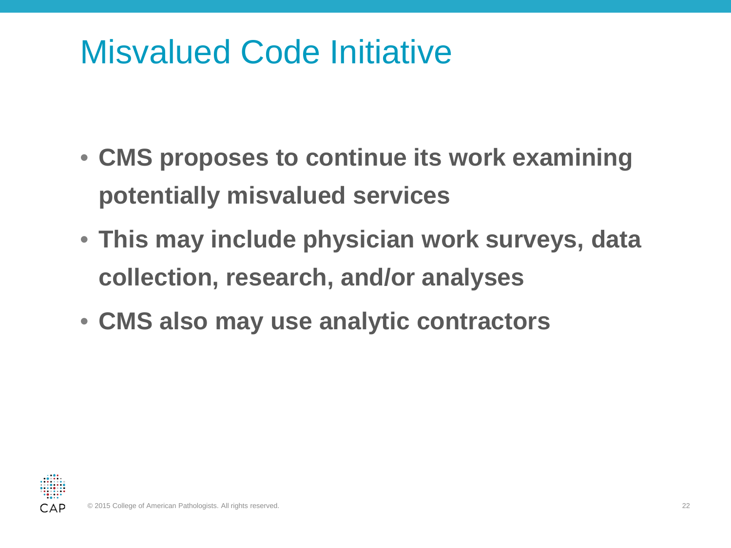# Misvalued Code Initiative

- **CMS proposes to continue its work examining potentially misvalued services**
- **This may include physician work surveys, data collection, research, and/or analyses**
- **CMS also may use analytic contractors**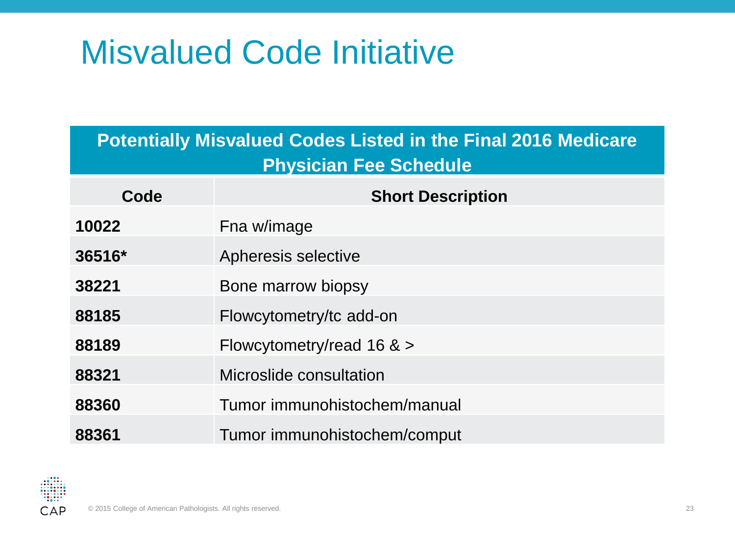# Misvalued Code Initiative

| Potentially Misvalued Codes Listed in the Final 2016 Medicare Physician Fee Schedule | |
|---|---|
| **Code** | **Short Description** |
| **10022** | Fna w/image |
| **36516*** | Apheresis selective |
| **38221** | Bone marrow biopsy |
| **88185** | Flowcytometry/tc add-on |
| **88189** | Flowcytometry/read 16 & > |
| **88321** | Microslide consultation |
| **88360** | Tumor immunohistochem/manual |
| **88361** | Tumor immunohistochem/comput |

© 2015 College of American Pathologists. All rights reserved.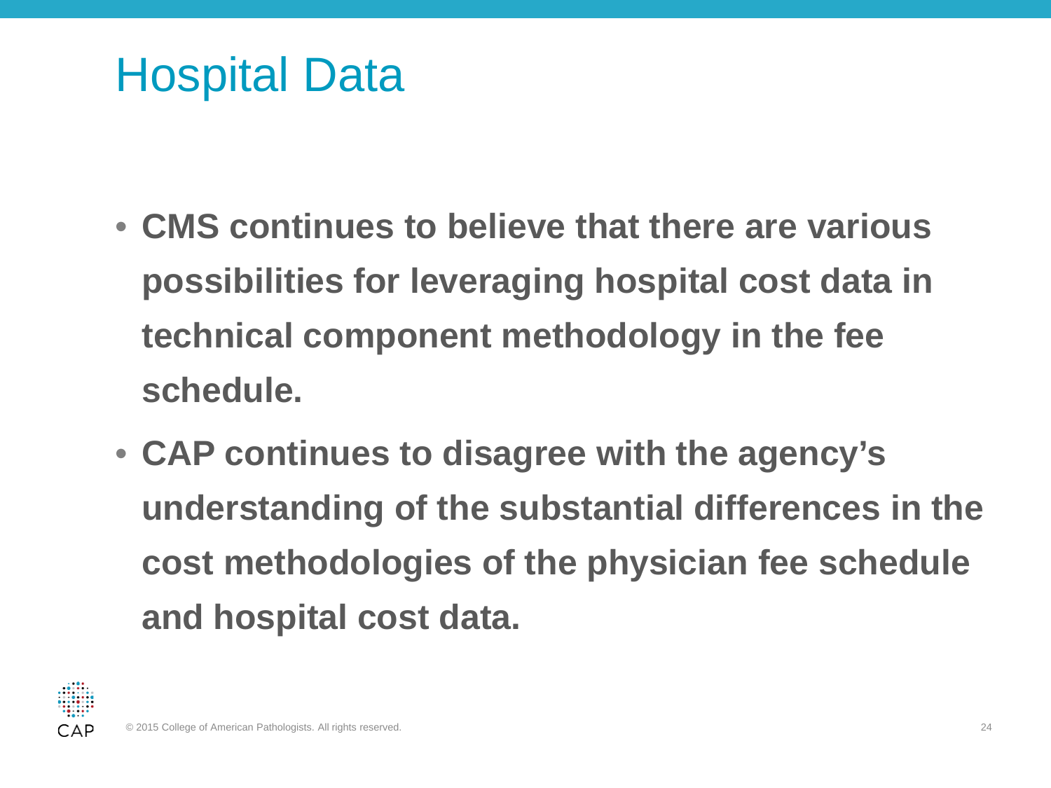# Hospital Data

- **CMS continues to believe that there are various possibilities for leveraging hospital cost data in technical component methodology in the fee schedule.**
- **CAP continues to disagree with the agency's understanding of the substantial differences in the cost methodologies of the physician fee schedule and hospital cost data.**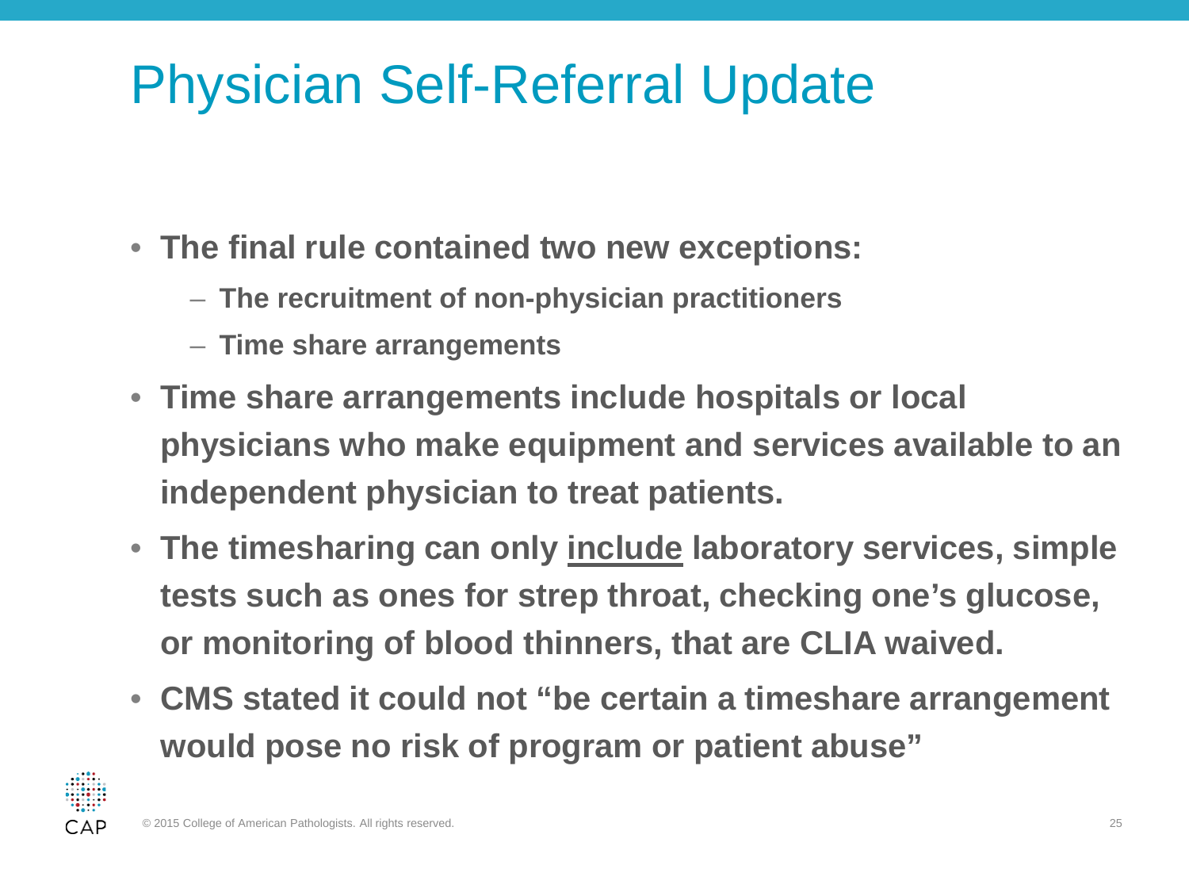# Physician Self-Referral Update

- **The final rule contained two new exceptions:**
  - **The recruitment of non-physician practitioners**
  - **Time share arrangements**
- **Time share arrangements include hospitals or local physicians who make equipment and services available to an independent physician to treat patients.**
- **The timesharing can only <u>include</u> laboratory services, simple tests such as ones for strep throat, checking one's glucose, or monitoring of blood thinners, that are CLIA waived.**
- **CMS stated it could not "be certain a timeshare arrangement would pose no risk of program or patient abuse"**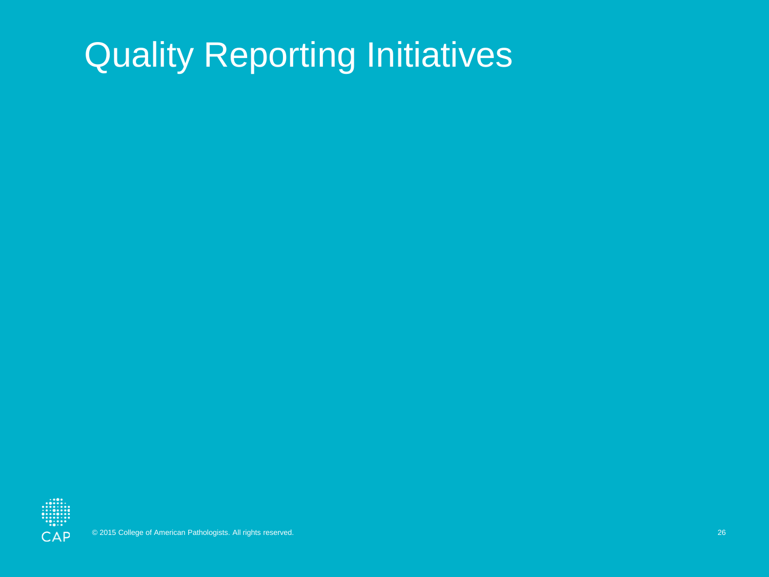# Quality Reporting Initiatives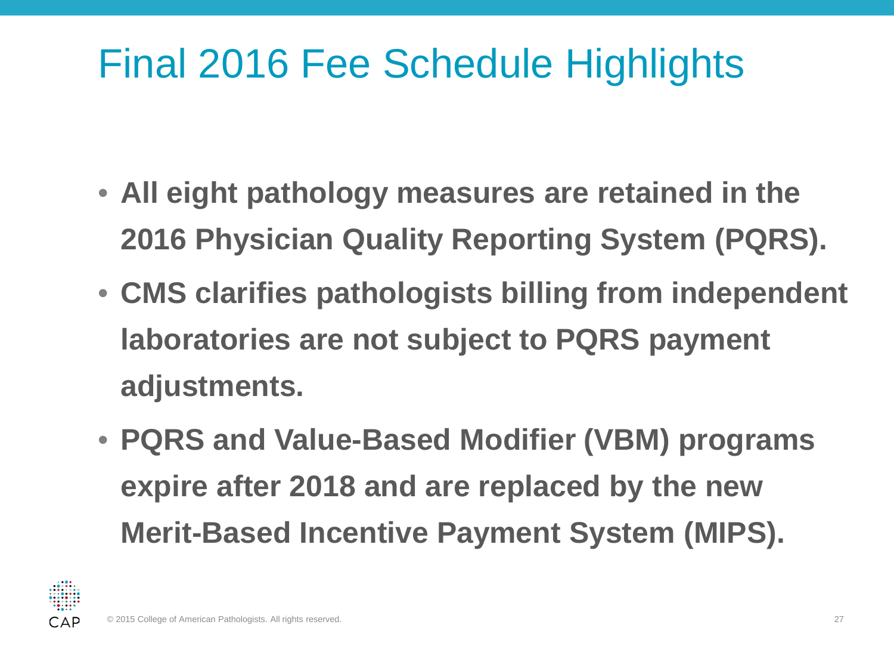# Final 2016 Fee Schedule Highlights

- **All eight pathology measures are retained in the 2016 Physician Quality Reporting System (PQRS).**
- **CMS clarifies pathologists billing from independent laboratories are not subject to PQRS payment adjustments.**
- **PQRS and Value-Based Modifier (VBM) programs expire after 2018 and are replaced by the new Merit-Based Incentive Payment System (MIPS).**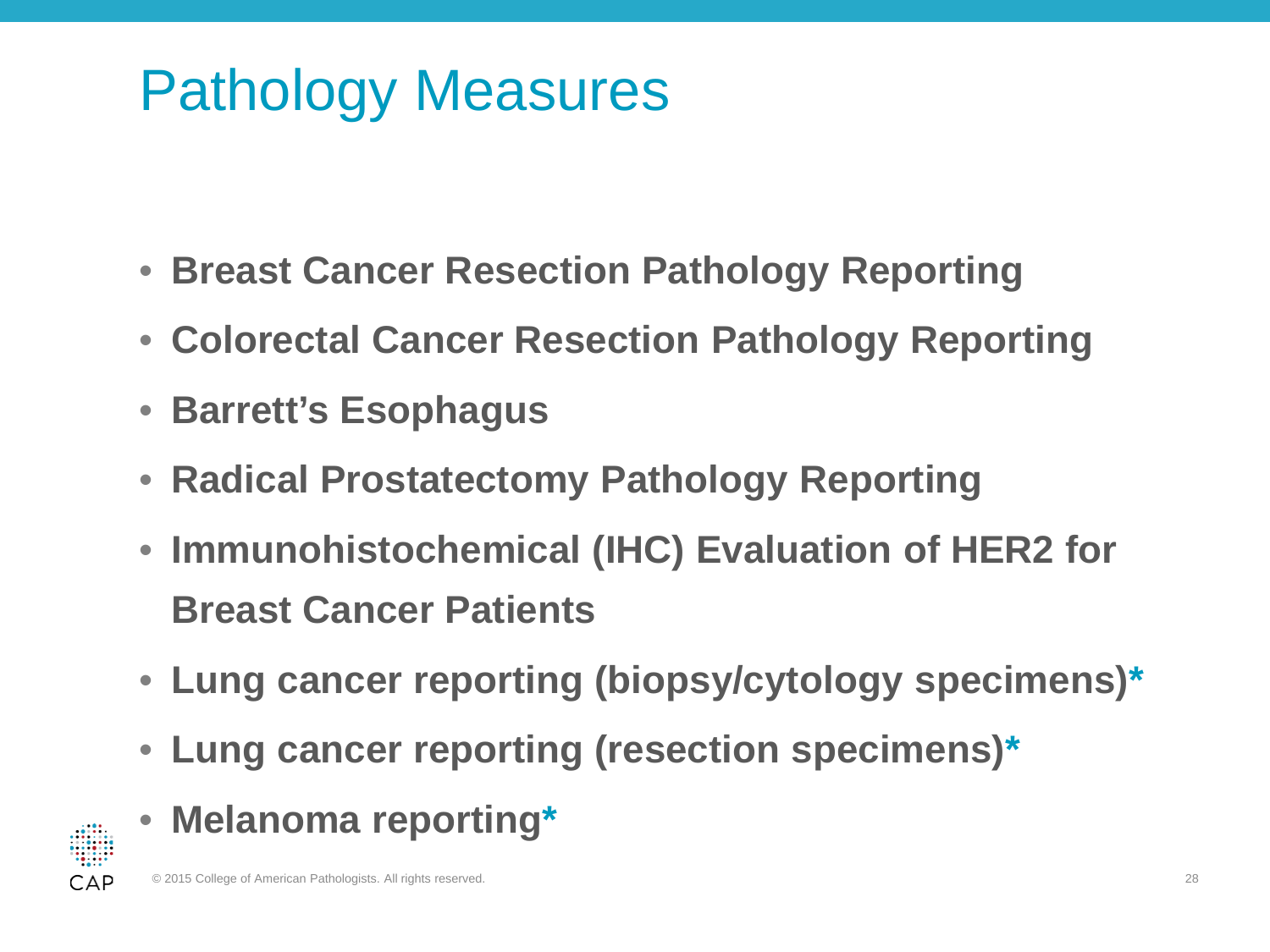# Pathology Measures

- **Breast Cancer Resection Pathology Reporting**
- **Colorectal Cancer Resection Pathology Reporting**
- **Barrett's Esophagus**
- **Radical Prostatectomy Pathology Reporting**
- **Immunohistochemical (IHC) Evaluation of HER2 for Breast Cancer Patients**
- **Lung cancer reporting (biopsy/cytology specimens)***
- **Lung cancer reporting (resection specimens)***
- **Melanoma reporting***

© 2015 College of American Pathologists. All rights reserved.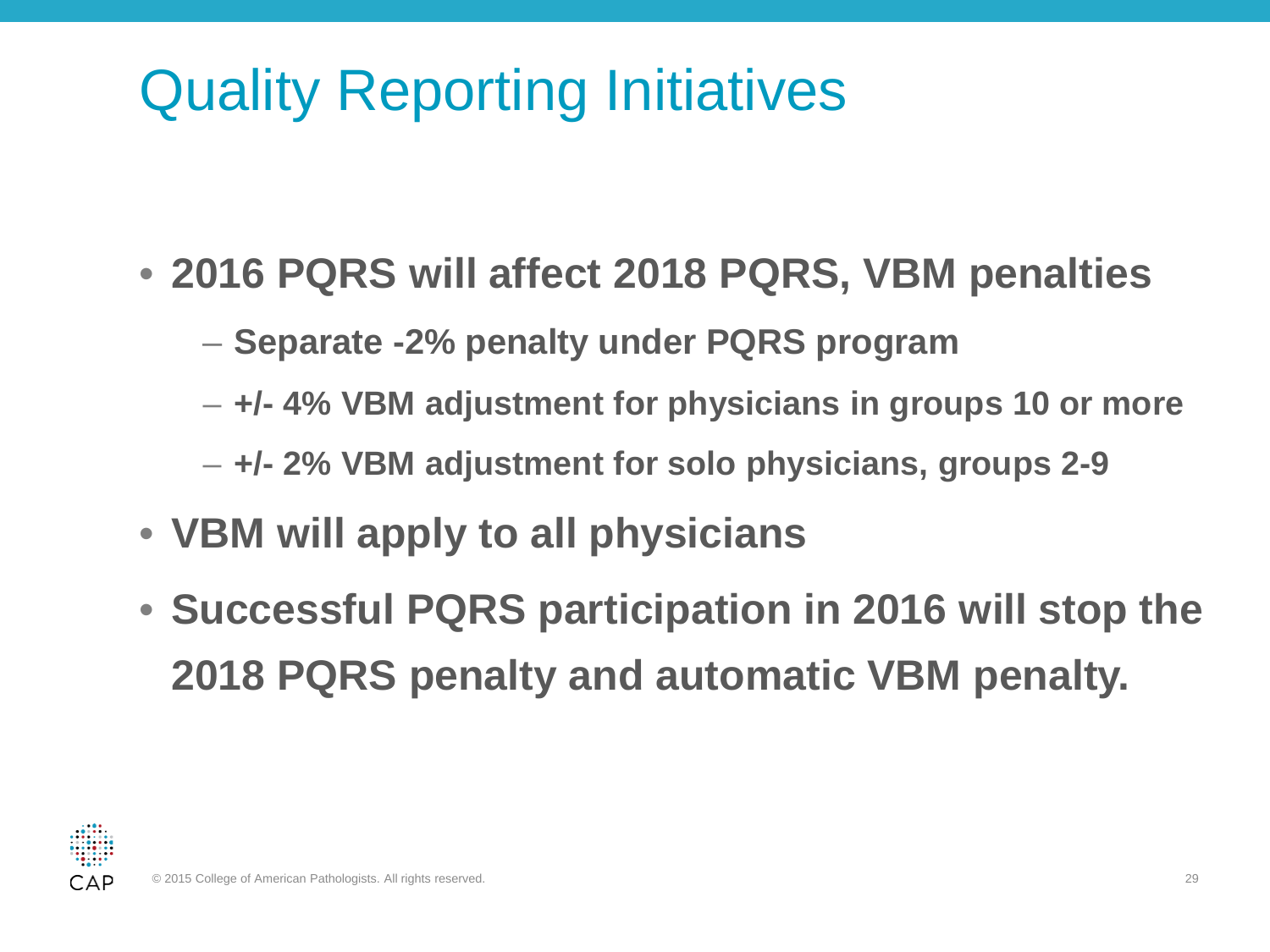# Quality Reporting Initiatives

- **2016 PQRS will affect 2018 PQRS, VBM penalties**
  - **Separate -2% penalty under PQRS program**
  - **+/- 4% VBM adjustment for physicians in groups 10 or more**
  - **+/- 2% VBM adjustment for solo physicians, groups 2-9**
- **VBM will apply to all physicians**
- **Successful PQRS participation in 2016 will stop the 2018 PQRS penalty and automatic VBM penalty.**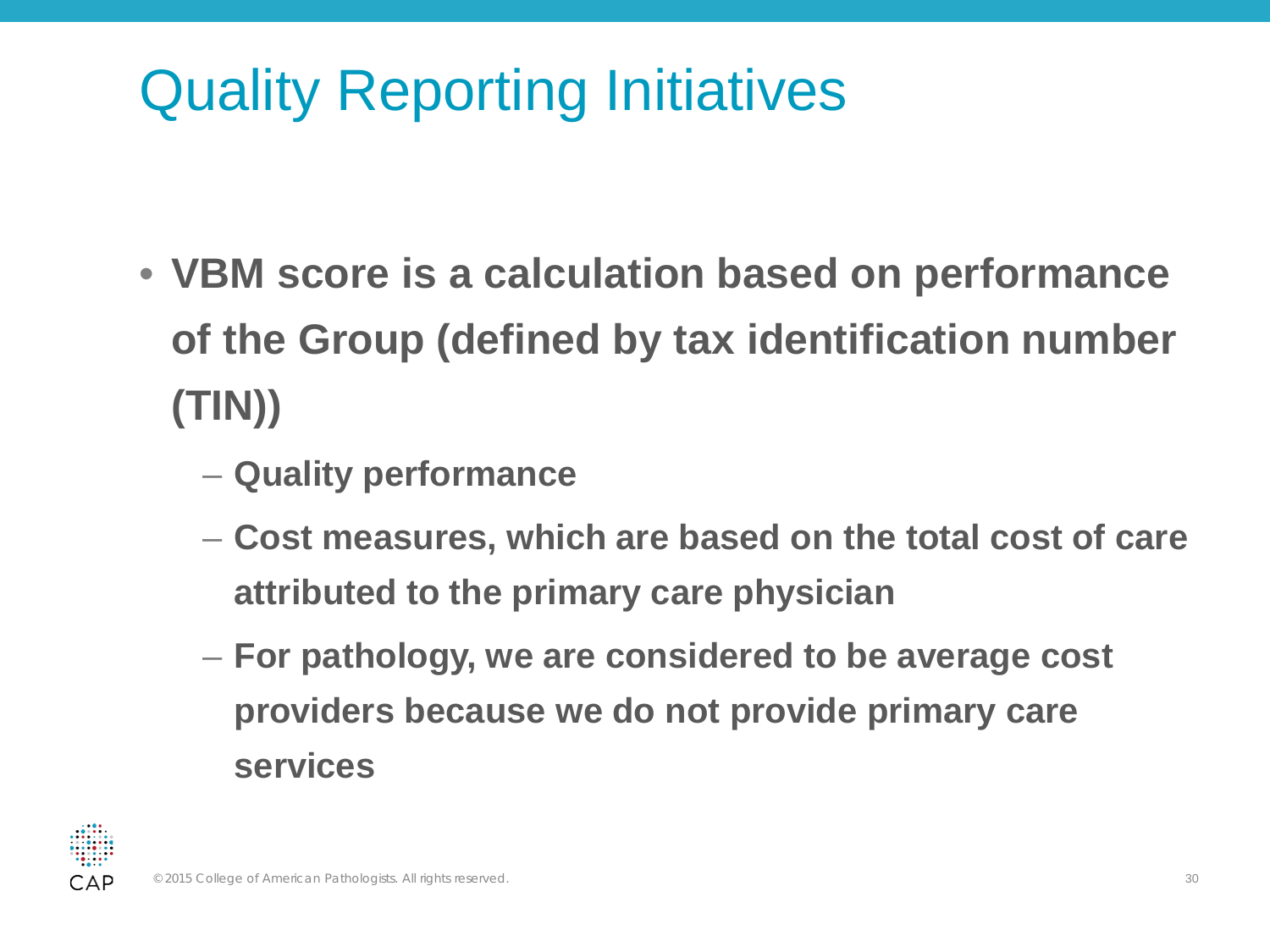# Quality Reporting Initiatives

- **VBM score is a calculation based on performance of the Group (defined by tax identification number (TIN))**
  - **Quality performance**
  - **Cost measures, which are based on the total cost of care attributed to the primary care physician**
  - **For pathology, we are considered to be average cost providers because we do not provide primary care services**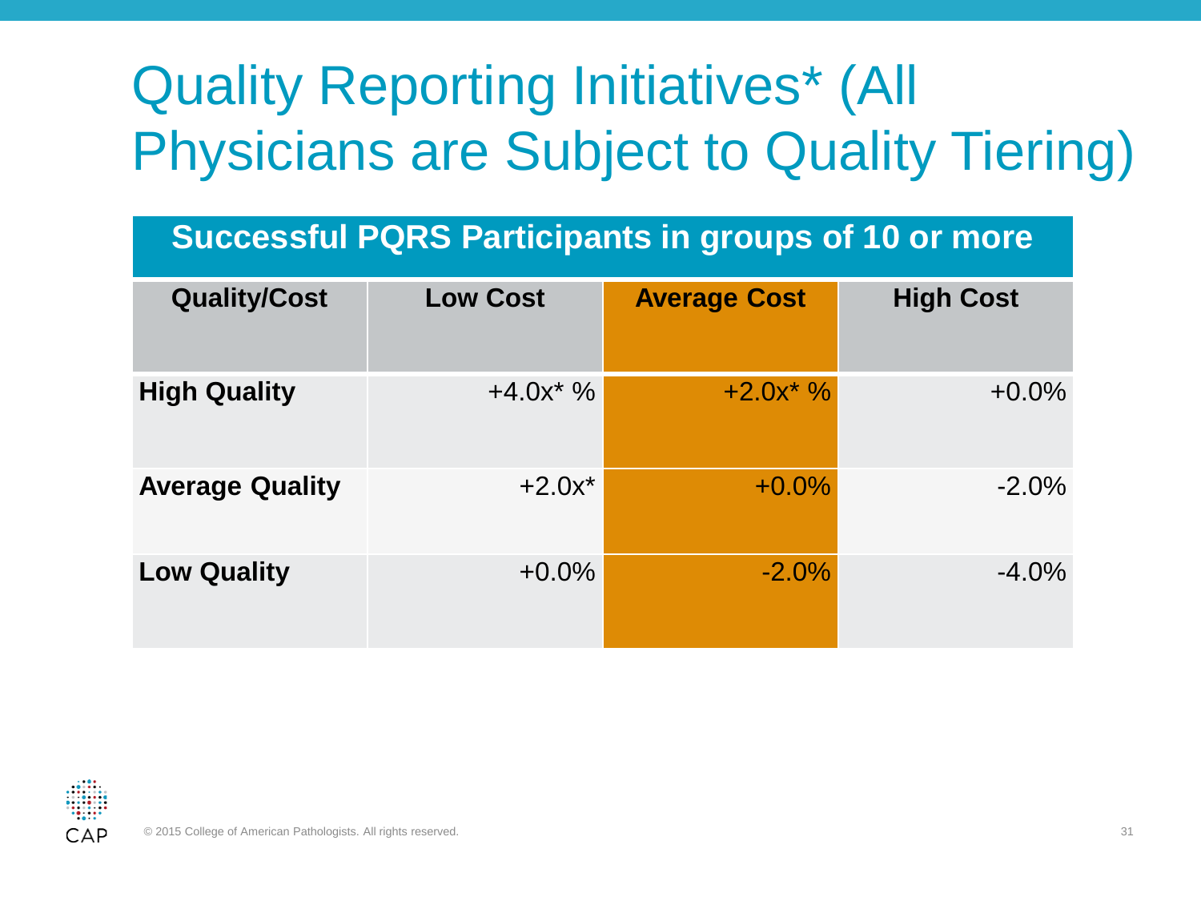# Quality Reporting Initiatives* (All Physicians are Subject to Quality Tiering)

| Successful PQRS Participants in groups of 10 or more | | | |
|---|---|---|---|
| **Quality/Cost** | **Low Cost** | **Average Cost** | **High Cost** |
| **High Quality** | +4.0x* % | +2.0x* % | +0.0% |
| **Average Quality** | +2.0x* | +0.0% | -2.0% |
| **Low Quality** | +0.0% | -2.0% | -4.0% |

© 2015 College of American Pathologists. All rights reserved.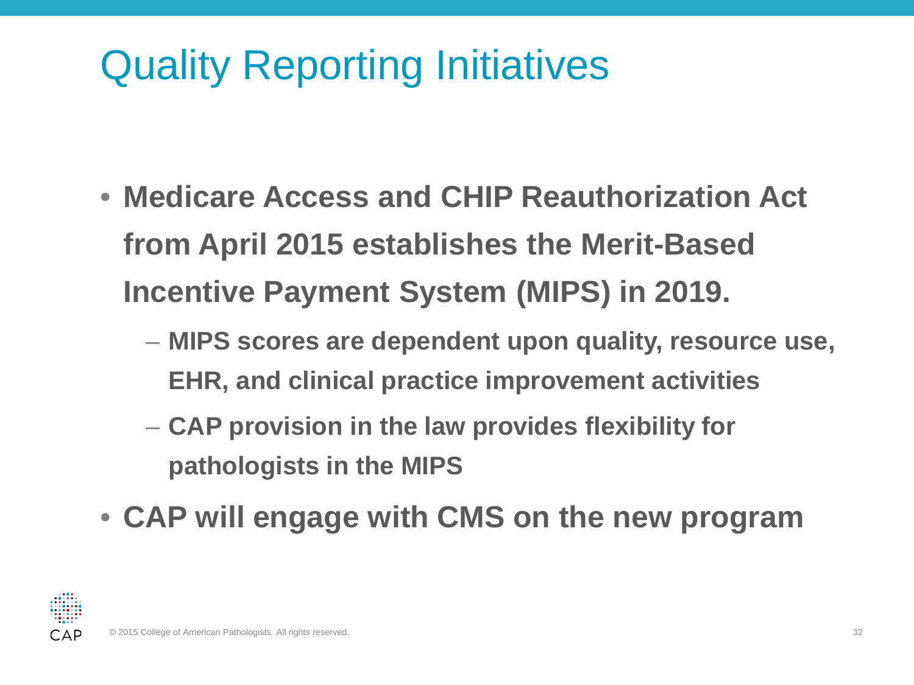# Quality Reporting Initiatives

- **Medicare Access and CHIP Reauthorization Act from April 2015 establishes the Merit-Based Incentive Payment System (MIPS) in 2019.**
  - **MIPS scores are dependent upon quality, resource use, EHR, and clinical practice improvement activities**
  - **CAP provision in the law provides flexibility for pathologists in the MIPS**
- **CAP will engage with CMS on the new program**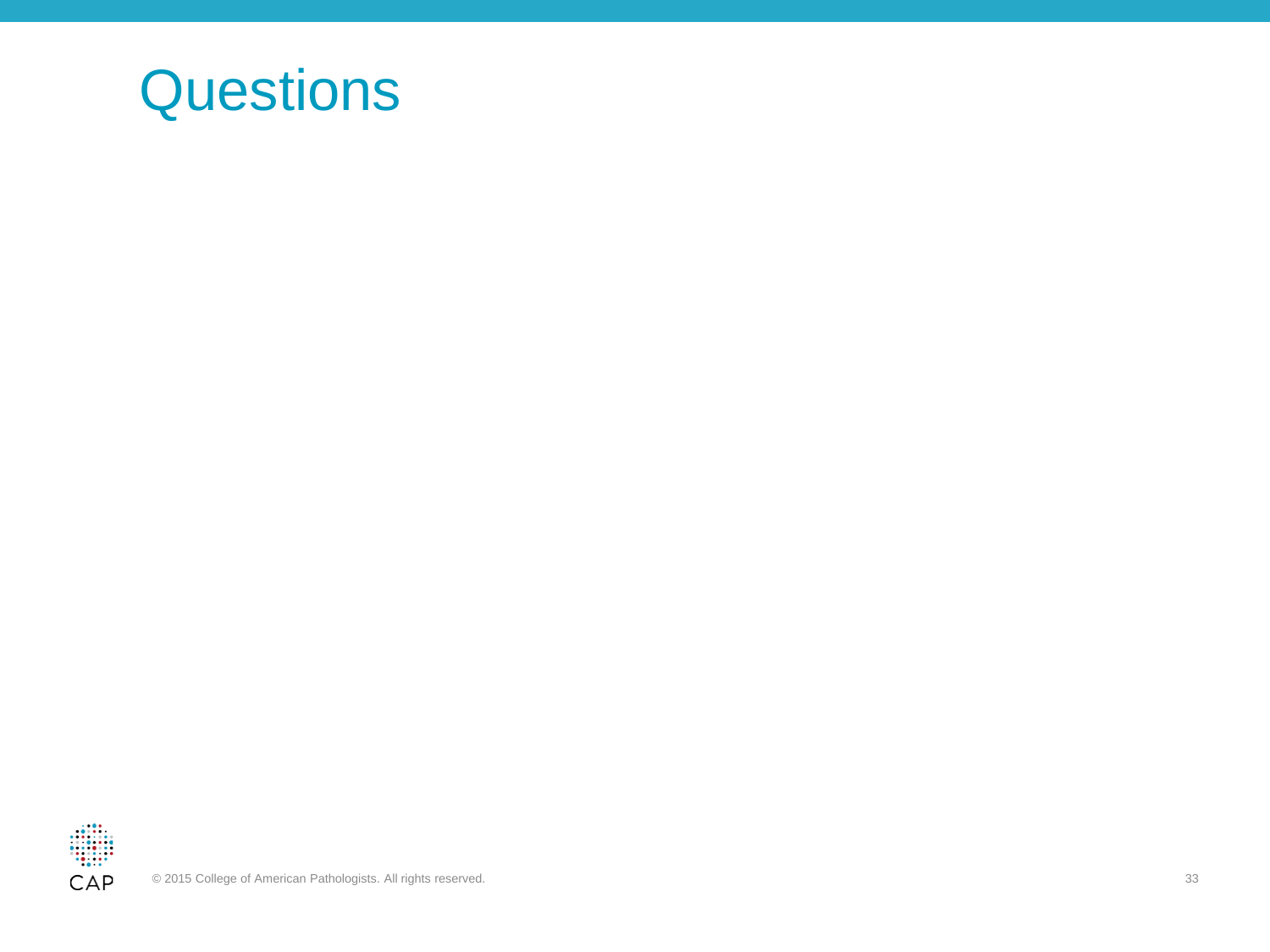# Questions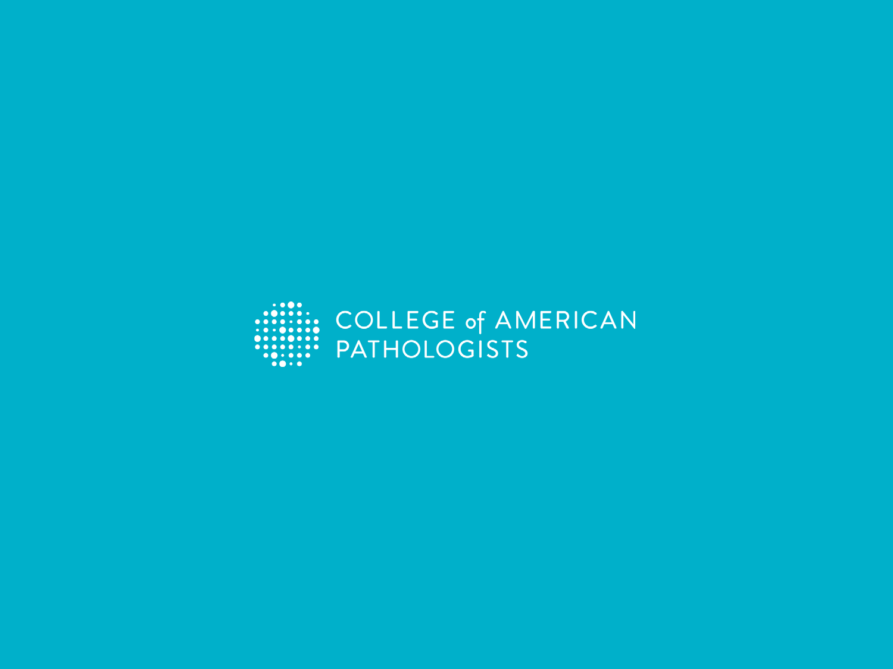COLLEGE of AMERICAN PATHOLOGISTS